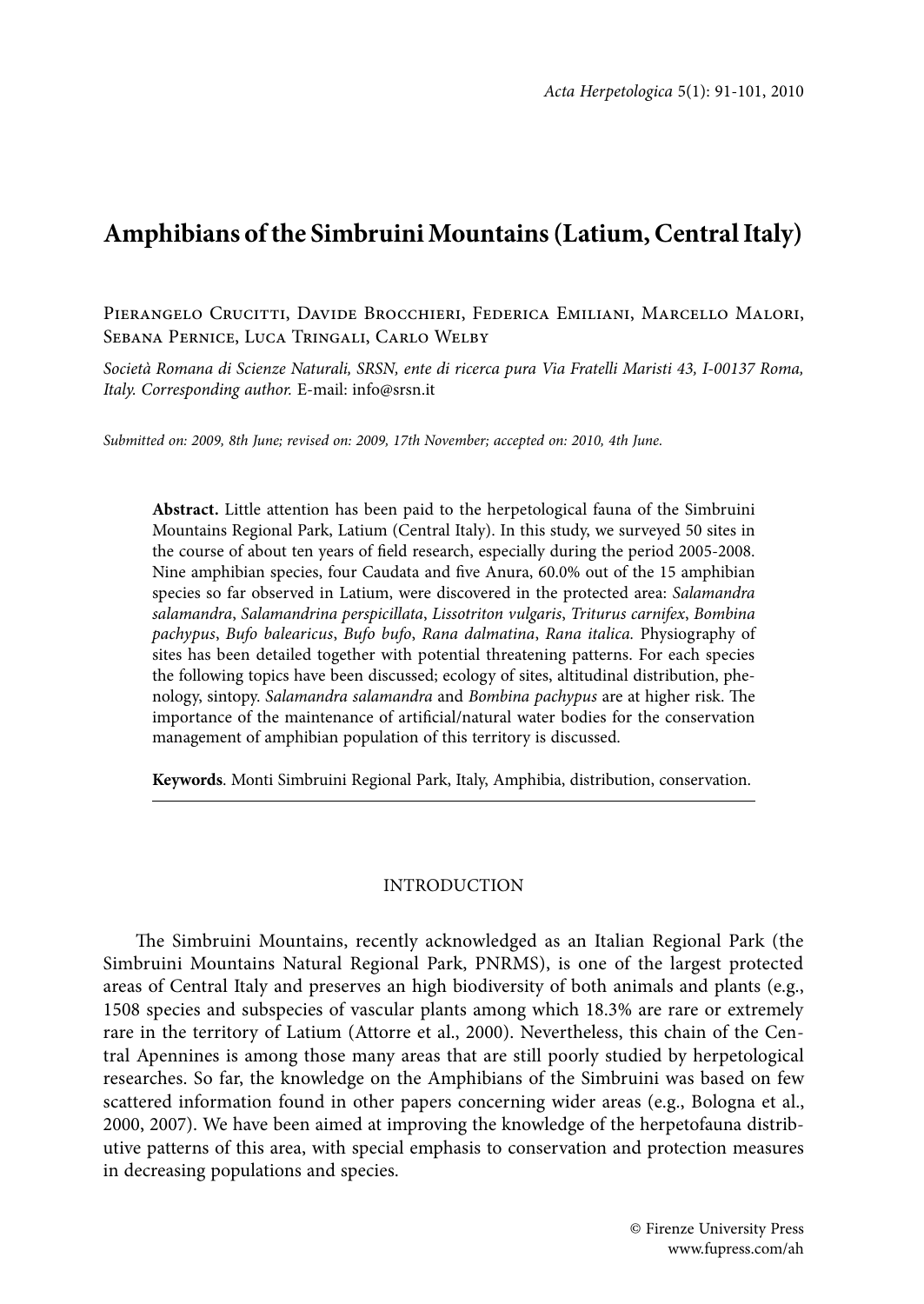# Amphibians of the Simbruini Mountains (Latium, Central Italy)

Pierangelo Crucitti, Davide Brocchieri, Federica Emiliani, Marcello Malori, Sebana Pernice, Luca Tringali, Carlo Welby

*Società Romana di Scienze Naturali, SRSN, ente di ricerca pura Via Fratelli Maristi 43, I-00137 Roma, Italy. Corresponding author.* E-mail: info@srsn.it

*Submitted on: 2009, 8th June; revised on: 2009, 17th November; accepted on: 2010, 4th June.*

**Abstract.** Little attention has been paid to the herpetological fauna of the Simbruini Mountains Regional Park, Latium (Central Italy). In this study, we surveyed 50 sites in the course of about ten years of field research, especially during the period 2005-2008. Nine amphibian species, four Caudata and five Anura, 60.0% out of the 15 amphibian species so far observed in Latium, were discovered in the protected area: *Salamandra salamandra*, *Salamandrina perspicillata*, *Lissotriton vulgaris*, *Triturus carnifex*, *Bombina pachypus*, *Bufo balearicus*, *Bufo bufo*, *Rana dalmatina*, *Rana italica.* Physiography of sites has been detailed together with potential threatening patterns. For each species the following topics have been discussed; ecology of sites, altitudinal distribution, phenology, sintopy. *Salamandra salamandra* and *Bombina pachypus* are at higher risk. The importance of the maintenance of artificial/natural water bodies for the conservation management of amphibian population of this territory is discussed.

**Keywords**. Monti Simbruini Regional Park, Italy, Amphibia, distribution, conservation.

## INTRODUCTION

The Simbruini Mountains, recently acknowledged as an Italian Regional Park (the Simbruini Mountains Natural Regional Park, PNRMS), is one of the largest protected areas of Central Italy and preserves an high biodiversity of both animals and plants (e.g., 1508 species and subspecies of vascular plants among which 18.3% are rare or extremely rare in the territory of Latium (Attorre et al., 2000). Nevertheless, this chain of the Central Apennines is among those many areas that are still poorly studied by herpetological researches. So far, the knowledge on the Amphibians of the Simbruini was based on few scattered information found in other papers concerning wider areas (e.g., Bologna et al., 2000, 2007). We have been aimed at improving the knowledge of the herpetofauna distributive patterns of this area, with special emphasis to conservation and protection measures in decreasing populations and species.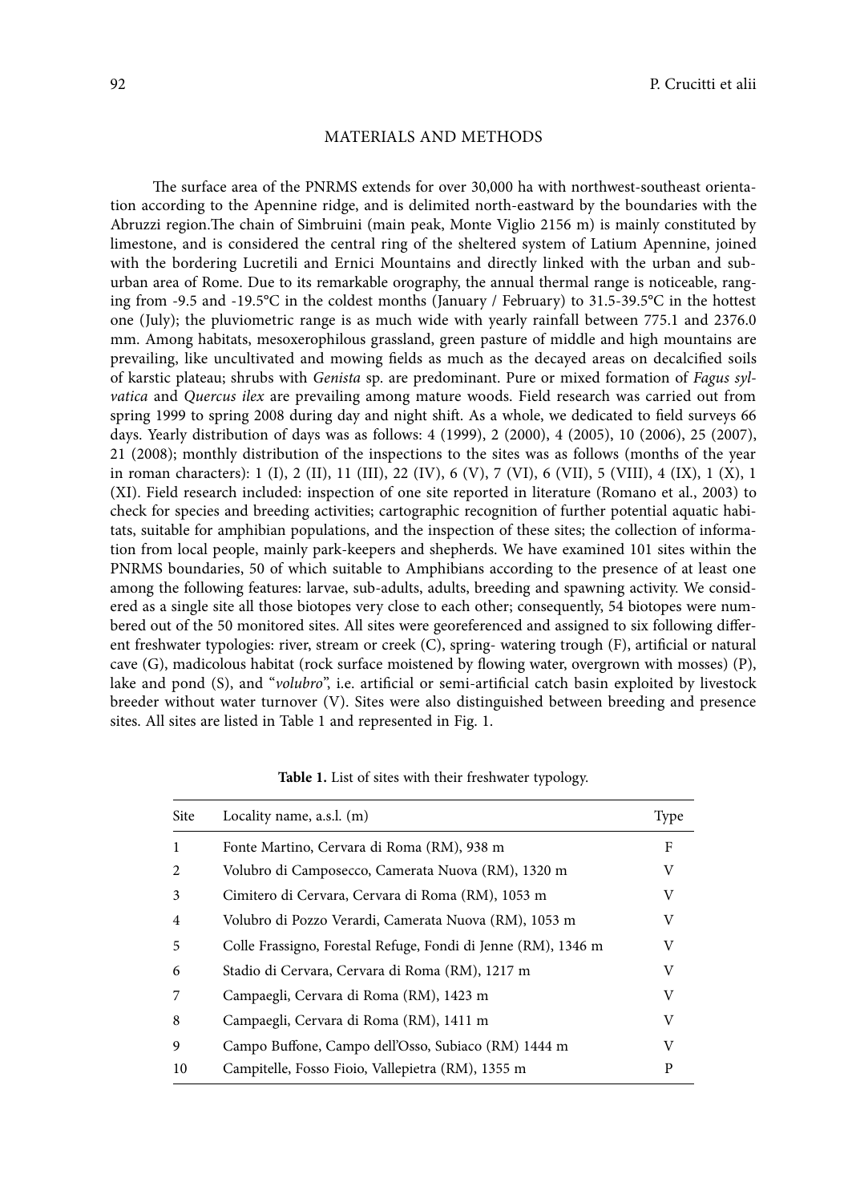## MATERIALS AND METHODS

The surface area of the PNRMS extends for over 30,000 ha with northwest-southeast orientation according to the Apennine ridge, and is delimited north-eastward by the boundaries with the Abruzzi region.The chain of Simbruini (main peak, Monte Viglio 2156 m) is mainly constituted by limestone, and is considered the central ring of the sheltered system of Latium Apennine, joined with the bordering Lucretili and Ernici Mountains and directly linked with the urban and suburban area of Rome. Due to its remarkable orography, the annual thermal range is noticeable, ranging from -9.5 and -19.5°C in the coldest months (January / February) to 31.5-39.5°C in the hottest one (July); the pluviometric range is as much wide with yearly rainfall between 775.1 and 2376.0 mm. Among habitats, mesoxerophilous grassland, green pasture of middle and high mountains are prevailing, like uncultivated and mowing fields as much as the decayed areas on decalcified soils of karstic plateau; shrubs with *Genista* sp. are predominant. Pure or mixed formation of *Fagus sylvatica* and *Quercus ilex* are prevailing among mature woods. Field research was carried out from spring 1999 to spring 2008 during day and night shift. As a whole, we dedicated to field surveys 66 days. Yearly distribution of days was as follows: 4 (1999), 2 (2000), 4 (2005), 10 (2006), 25 (2007), 21 (2008); monthly distribution of the inspections to the sites was as follows (months of the year in roman characters): 1 (I), 2 (II), 11 (III), 22 (IV), 6 (V), 7 (VI), 6 (VII), 5 (VIII), 4 (IX), 1 (X), 1 (XI). Field research included: inspection of one site reported in literature (Romano et al., 2003) to check for species and breeding activities; cartographic recognition of further potential aquatic habitats, suitable for amphibian populations, and the inspection of these sites; the collection of information from local people, mainly park-keepers and shepherds. We have examined 101 sites within the PNRMS boundaries, 50 of which suitable to Amphibians according to the presence of at least one among the following features: larvae, sub-adults, adults, breeding and spawning activity. We considered as a single site all those biotopes very close to each other; consequently, 54 biotopes were numbered out of the 50 monitored sites. All sites were georeferenced and assigned to six following different freshwater typologies: river, stream or creek (C), spring- watering trough (F), artificial or natural cave (G), madicolous habitat (rock surface moistened by flowing water, overgrown with mosses) (P), lake and pond (S), and "*volubro*", i.e. artificial or semi-artificial catch basin exploited by livestock breeder without water turnover (V). Sites were also distinguished between breeding and presence sites. All sites are listed in Table 1 and represented in Fig. 1.

**Table 1.** List of sites with their freshwater typology.

| Site | Locality name, a.s.l. (m) | Type |
|---|---|---|
| 1 | Fonte Martino, Cervara di Roma (RM), 938 m | F |
| 2 | Volubro di Camposecco, Camerata Nuova (RM), 1320 m | V |
| 3 | Cimitero di Cervara, Cervara di Roma (RM), 1053 m | V |
| 4 | Volubro di Pozzo Verardi, Camerata Nuova (RM), 1053 m | V |
| 5 | Colle Frassigno, Forestal Refuge, Fondi di Jenne (RM), 1346 m | V |
| 6 | Stadio di Cervara, Cervara di Roma (RM), 1217 m | V |
| 7 | Campaegli, Cervara di Roma (RM), 1423 m | V |
| 8 | Campaegli, Cervara di Roma (RM), 1411 m | V |
| 9 | Campo Buffone, Campo dell'Osso, Subiaco (RM) 1444 m | V |
| 10 | Campitelle, Fosso Fioio, Vallepietra (RM), 1355 m | P |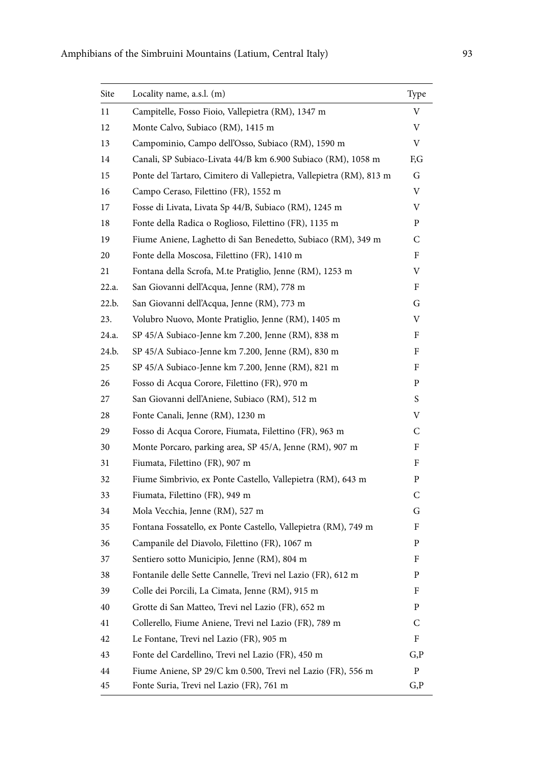| Site | Locality name, a.s.l. (m) | Type |
|---|---|---|
| 11 | Campitelle, Fosso Fioio, Vallepietra (RM), 1347 m | V |
| 12 | Monte Calvo, Subiaco (RM), 1415 m | V |
| 13 | Campominio, Campo dell’Osso, Subiaco (RM), 1590 m | V |
| 14 | Canali, SP Subiaco-Livata 44/B km 6.900 Subiaco (RM), 1058 m | F,G |
| 15 | Ponte del Tartaro, Cimitero di Vallepietra, Vallepietra (RM), 813 m | G |
| 16 | Campo Ceraso, Filettino (FR), 1552 m | V |
| 17 | Fosse di Livata, Livata Sp 44/B, Subiaco (RM), 1245 m | V |
| 18 | Fonte della Radica o Roglioso, Filettino (FR), 1135 m | P |
| 19 | Fiume Aniene, Laghetto di San Benedetto, Subiaco (RM), 349 m | C |
| 20 | Fonte della Moscosa, Filettino (FR), 1410 m | F |
| 21 | Fontana della Scrofa, M.te Pratiglio, Jenne (RM), 1253 m | V |
| 22.a. | San Giovanni dell’Acqua, Jenne (RM), 778 m | F |
| 22.b. | San Giovanni dell’Acqua, Jenne (RM), 773 m | G |
| 23. | Volubro Nuovo, Monte Pratiglio, Jenne (RM), 1405 m | V |
| 24.a. | SP 45/A Subiaco-Jenne km 7.200, Jenne (RM), 838 m | F |
| 24.b. | SP 45/A Subiaco-Jenne km 7.200, Jenne (RM), 830 m | F |
| 25 | SP 45/A Subiaco-Jenne km 7.200, Jenne (RM), 821 m | F |
| 26 | Fosso di Acqua Corore, Filettino (FR), 970 m | P |
| 27 | San Giovanni dell’Aniene, Subiaco (RM), 512 m | S |
| 28 | Fonte Canali, Jenne (RM), 1230 m | V |
| 29 | Fosso di Acqua Corore, Fiumata, Filettino (FR), 963 m | C |
| 30 | Monte Porcaro, parking area, SP 45/A, Jenne (RM), 907 m | F |
| 31 | Fiumata, Filettino (FR), 907 m | F |
| 32 | Fiume Simbrivio, ex Ponte Castello, Vallepietra (RM), 643 m | P |
| 33 | Fiumata, Filettino (FR), 949 m | C |
| 34 | Mola Vecchia, Jenne (RM), 527 m | G |
| 35 | Fontana Fossatello, ex Ponte Castello, Vallepietra (RM), 749 m | F |
| 36 | Campanile del Diavolo, Filettino (FR), 1067 m | P |
| 37 | Sentiero sotto Municipio, Jenne (RM), 804 m | F |
| 38 | Fontanile delle Sette Cannelle, Trevi nel Lazio (FR), 612 m | P |
| 39 | Colle dei Porcili, La Cimata, Jenne (RM), 915 m | F |
| 40 | Grotte di San Matteo, Trevi nel Lazio (FR), 652 m | P |
| 41 | Collerello, Fiume Aniene, Trevi nel Lazio (FR), 789 m | C |
| 42 | Le Fontane, Trevi nel Lazio (FR), 905 m | F |
| 43 | Fonte del Cardellino, Trevi nel Lazio (FR), 450 m | G,P |
| 44 | Fiume Aniene, SP 29/C km 0.500, Trevi nel Lazio (FR), 556 m | P |
| 45 | Fonte Suria, Trevi nel Lazio (FR), 761 m | G,P |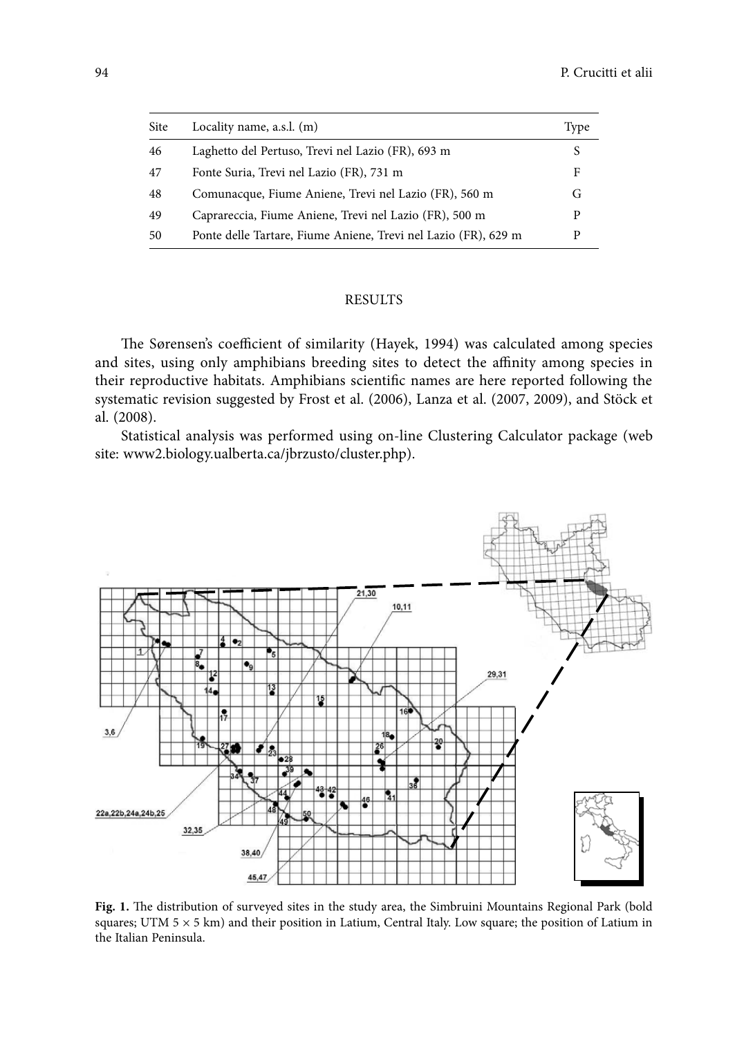| Site | Locality name, a.s.l. (m) | Type |
| --- | --- | --- |
| 46 | Laghetto del Pertuso, Trevi nel Lazio (FR), 693 m | S |
| 47 | Fonte Suria, Trevi nel Lazio (FR), 731 m | F |
| 48 | Comunacque, Fiume Aniene, Trevi nel Lazio (FR), 560 m | G |
| 49 | Caprareccia, Fiume Aniene, Trevi nel Lazio (FR), 500 m | P |
| 50 | Ponte delle Tartare, Fiume Aniene, Trevi nel Lazio (FR), 629 m | P |

## RESULTS

The Sørensen's coefficient of similarity (Hayek, 1994) was calculated among species and sites, using only amphibians breeding sites to detect the affinity among species in their reproductive habitats. Amphibians scientific names are here reported following the systematic revision suggested by Frost et al. (2006), Lanza et al. (2007, 2009), and Stöck et al. (2008).

Statistical analysis was performed using on-line Clustering Calculator package (web site: www2.biology.ualberta.ca/jbrzusto/cluster.php).

**Fig. 1.** The distribution of surveyed sites in the study area, the Simbruini Mountains Regional Park (bold squares; UTM 5 × 5 km) and their position in Latium, Central Italy. Low square; the position of Latium in the Italian Peninsula.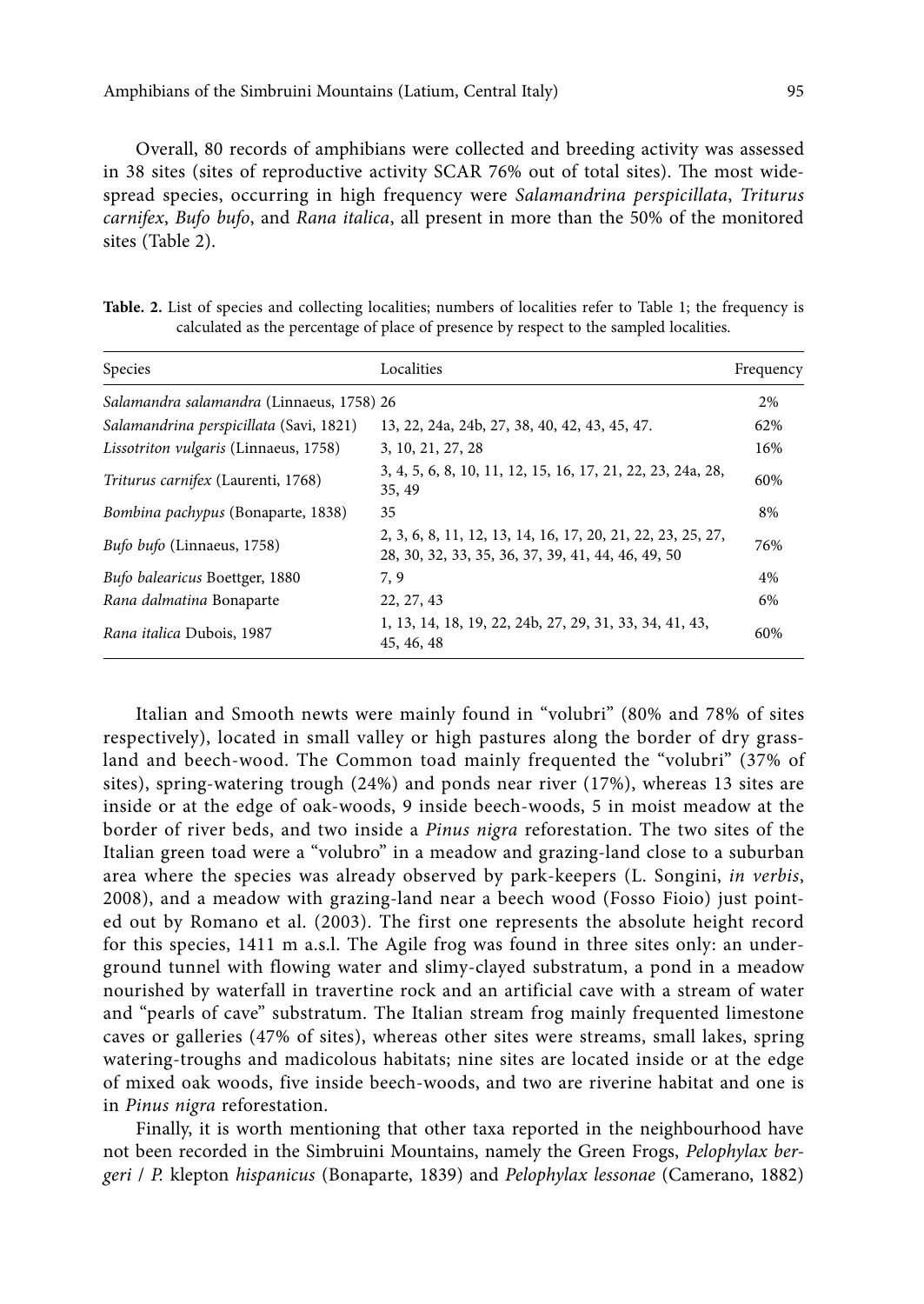Overall, 80 records of amphibians were collected and breeding activity was assessed in 38 sites (sites of reproductive activity SCAR 76% out of total sites). The most widespread species, occurring in high frequency were *Salamandrina perspicillata*, *Triturus carnifex*, *Bufo bufo*, and *Rana italica*, all present in more than the 50% of the monitored sites (Table 2).

**Table. 2.** List of species and collecting localities; numbers of localities refer to Table 1; the frequency is calculated as the percentage of place of presence by respect to the sampled localities.

| Species | Localities | Frequency |
|---|---|---|
| *Salamandra salamandra* (Linnaeus, 1758) | 26 | 2% |
| *Salamandrina perspicillata* (Savi, 1821) | 13, 22, 24a, 24b, 27, 38, 40, 42, 43, 45, 47. | 62% |
| *Lissotriton vulgaris* (Linnaeus, 1758) | 3, 10, 21, 27, 28 | 16% |
| *Triturus carnifex* (Laurenti, 1768) | 3, 4, 5, 6, 8, 10, 11, 12, 15, 16, 17, 21, 22, 23, 24a, 28, 35, 49 | 60% |
| *Bombina pachypus* (Bonaparte, 1838) | 35 | 8% |
| *Bufo bufo* (Linnaeus, 1758) | 2, 3, 6, 8, 11, 12, 13, 14, 16, 17, 20, 21, 22, 23, 25, 27, 28, 30, 32, 33, 35, 36, 37, 39, 41, 44, 46, 49, 50 | 76% |
| *Bufo balearicus* Boettger, 1880 | 7, 9 | 4% |
| *Rana dalmatina* Bonaparte | 22, 27, 43 | 6% |
| *Rana italica* Dubois, 1987 | 1, 13, 14, 18, 19, 22, 24b, 27, 29, 31, 33, 34, 41, 43, 45, 46, 48 | 60% |

Italian and Smooth newts were mainly found in "volubri" (80% and 78% of sites respectively), located in small valley or high pastures along the border of dry grassland and beech-wood. The Common toad mainly frequented the "volubri" (37% of sites), spring-watering trough (24%) and ponds near river (17%), whereas 13 sites are inside or at the edge of oak-woods, 9 inside beech-woods, 5 in moist meadow at the border of river beds, and two inside a *Pinus nigra* reforestation. The two sites of the Italian green toad were a "volubro" in a meadow and grazing-land close to a suburban area where the species was already observed by park-keepers (L. Songini, *in verbis*, 2008), and a meadow with grazing-land near a beech wood (Fosso Fioio) just pointed out by Romano et al. (2003). The first one represents the absolute height record for this species, 1411 m a.s.l. The Agile frog was found in three sites only: an underground tunnel with flowing water and slimy-clayed substratum, a pond in a meadow nourished by waterfall in travertine rock and an artificial cave with a stream of water and "pearls of cave" substratum. The Italian stream frog mainly frequented limestone caves or galleries (47% of sites), whereas other sites were streams, small lakes, spring watering-troughs and madicolous habitats; nine sites are located inside or at the edge of mixed oak woods, five inside beech-woods, and two are riverine habitat and one is in *Pinus nigra* reforestation.

Finally, it is worth mentioning that other taxa reported in the neighbourhood have not been recorded in the Simbruini Mountains, namely the Green Frogs, *Pelophylax bergeri* / *P.* klepton *hispanicus* (Bonaparte, 1839) and *Pelophylax lessonae* (Camerano, 1882)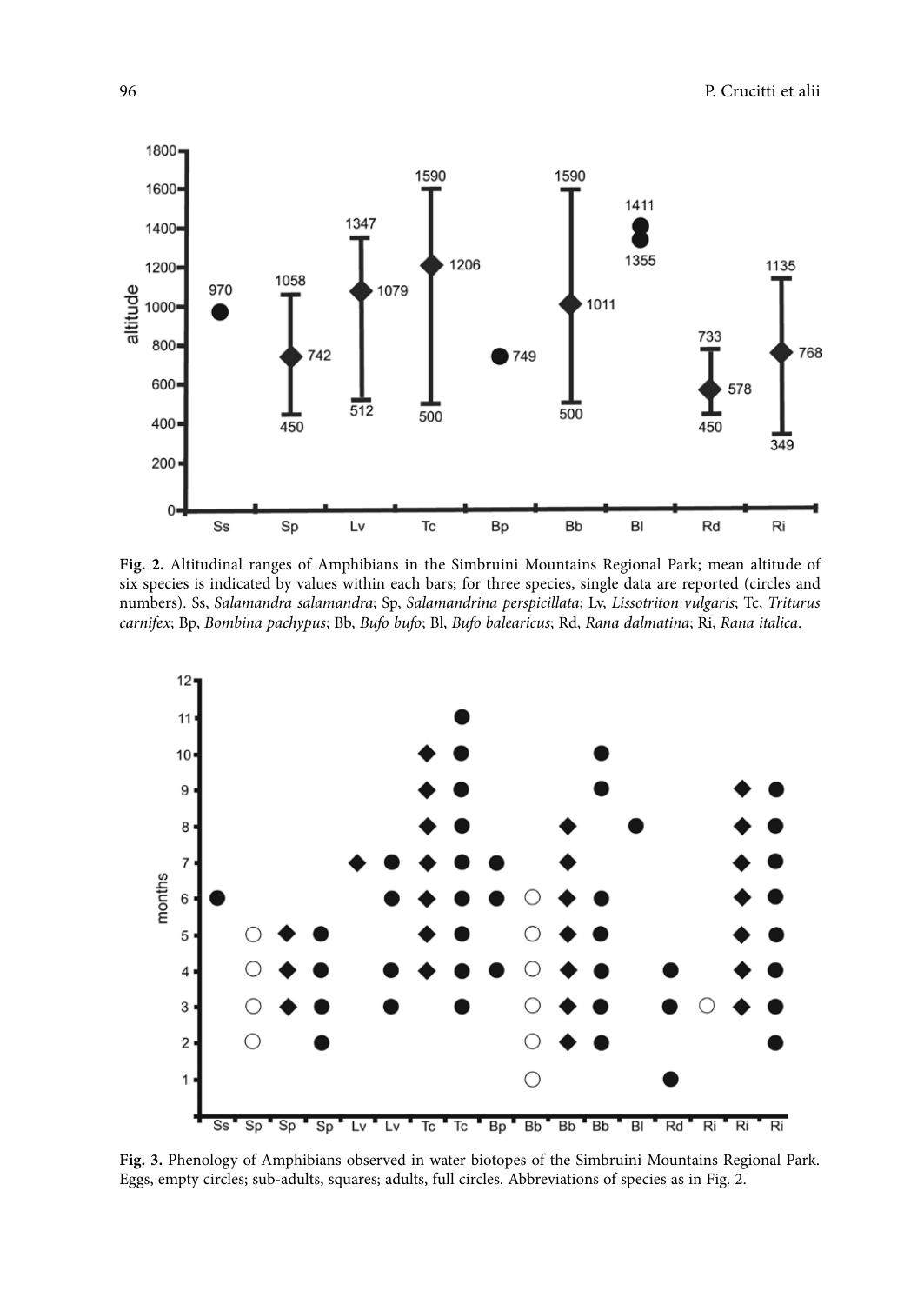**Fig. 2.** Altitudinal ranges of Amphibians in the Simbruini Mountains Regional Park; mean altitude of six species is indicated by values within each bars; for three species, single data are reported (circles and numbers). Ss, *Salamandra salamandra*; Sp, *Salamandrina perspicillata*; Lv, *Lissotriton vulgaris*; Tc, *Triturus carnifex*; Bp, *Bombina pachypus*; Bb, *Bufo bufo*; Bl, *Bufo balearicus*; Rd, *Rana dalmatina*; Ri, *Rana italica*.

**Fig. 3.** Phenology of Amphibians observed in water biotopes of the Simbruini Mountains Regional Park. Eggs, empty circles; sub-adults, squares; adults, full circles. Abbreviations of species as in Fig. 2.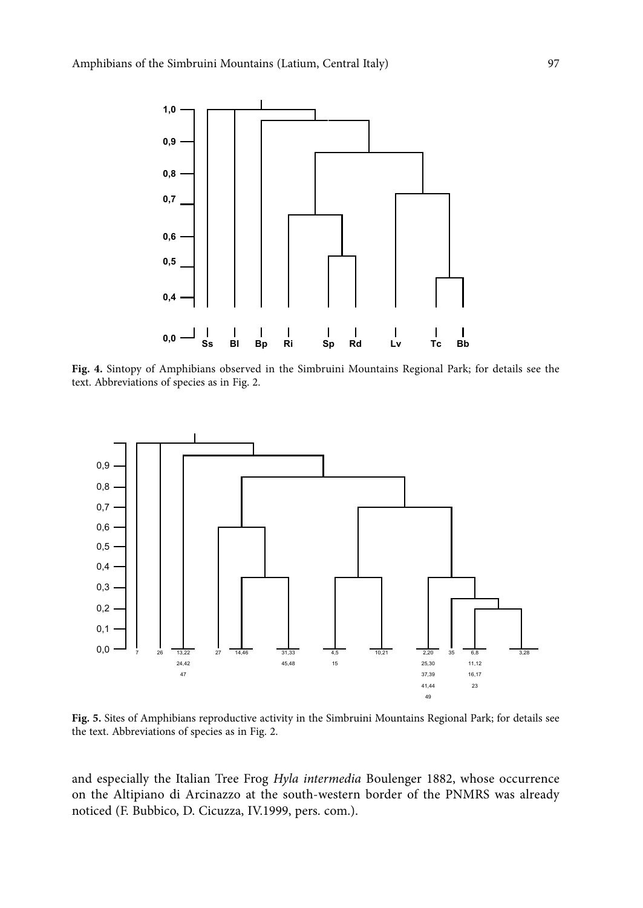**Fig. 4.** Sintopy of Amphibians observed in the Simbruini Mountains Regional Park; for details see the text. Abbreviations of species as in Fig. 2.

**Fig. 5.** Sites of Amphibians reproductive activity in the Simbruini Mountains Regional Park; for details see the text. Abbreviations of species as in Fig. 2.

and especially the Italian Tree Frog *Hyla intermedia* Boulenger 1882, whose occurrence on the Altipiano di Arcinazzo at the south-western border of the PNMRS was already noticed (F. Bubbico, D. Cicuzza, IV.1999, pers. com.).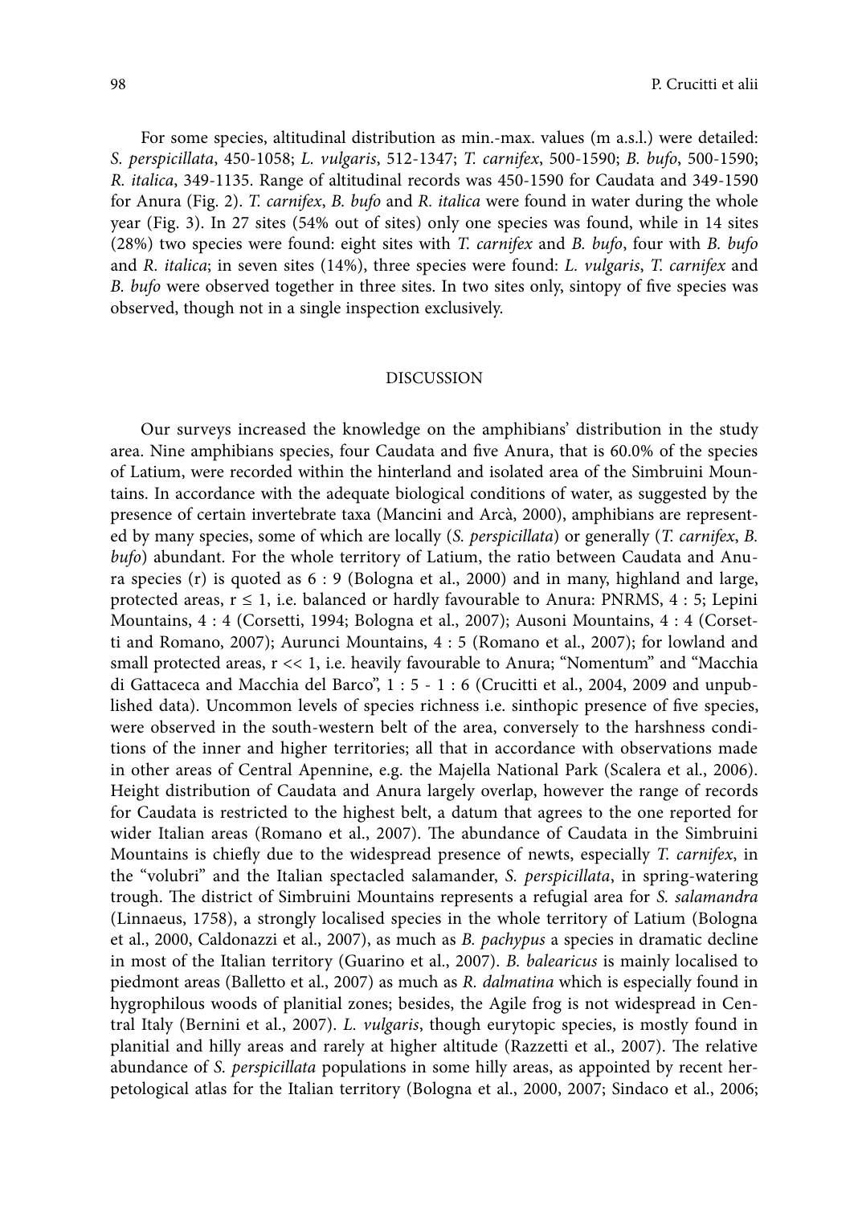For some species, altitudinal distribution as min.-max. values (m a.s.l.) were detailed: *S. perspicillata*, 450-1058; *L. vulgaris*, 512-1347; *T. carnifex*, 500-1590; *B. bufo*, 500-1590; *R. italica*, 349-1135. Range of altitudinal records was 450-1590 for Caudata and 349-1590 for Anura (Fig. 2). *T. carnifex*, *B. bufo* and *R. italica* were found in water during the whole year (Fig. 3). In 27 sites (54% out of sites) only one species was found, while in 14 sites (28%) two species were found: eight sites with *T. carnifex* and *B. bufo*, four with *B. bufo* and *R. italica*; in seven sites (14%), three species were found: *L. vulgaris*, *T. carnifex* and *B. bufo* were observed together in three sites. In two sites only, sintopy of five species was observed, though not in a single inspection exclusively.

## DISCUSSION

Our surveys increased the knowledge on the amphibians' distribution in the study area. Nine amphibians species, four Caudata and five Anura, that is 60.0% of the species of Latium, were recorded within the hinterland and isolated area of the Simbruini Mountains. In accordance with the adequate biological conditions of water, as suggested by the presence of certain invertebrate taxa (Mancini and Arcà, 2000), amphibians are represented by many species, some of which are locally (*S. perspicillata*) or generally (*T. carnifex*, *B. bufo*) abundant. For the whole territory of Latium, the ratio between Caudata and Anura species (r) is quoted as 6 : 9 (Bologna et al., 2000) and in many, highland and large, protected areas, $r \leq 1$, i.e. balanced or hardly favourable to Anura: PNRMS, 4 : 5; Lepini Mountains, 4 : 4 (Corsetti, 1994; Bologna et al., 2007); Ausoni Mountains, 4 : 4 (Corsetti and Romano, 2007); Aurunci Mountains, 4 : 5 (Romano et al., 2007); for lowland and small protected areas, $r << 1$, i.e. heavily favourable to Anura; "Nomentum" and "Macchia di Gattaceca and Macchia del Barco", 1 : 5 - 1 : 6 (Crucitti et al., 2004, 2009 and unpublished data). Uncommon levels of species richness i.e. sinthopic presence of five species, were observed in the south-western belt of the area, conversely to the harshness conditions of the inner and higher territories; all that in accordance with observations made in other areas of Central Apennine, e.g. the Majella National Park (Scalera et al., 2006). Height distribution of Caudata and Anura largely overlap, however the range of records for Caudata is restricted to the highest belt, a datum that agrees to the one reported for wider Italian areas (Romano et al., 2007). The abundance of Caudata in the Simbruini Mountains is chiefly due to the widespread presence of newts, especially *T. carnifex*, in the "volubri" and the Italian spectacled salamander, *S. perspicillata*, in spring-watering trough. The district of Simbruini Mountains represents a refugial area for *S. salamandra* (Linnaeus, 1758), a strongly localised species in the whole territory of Latium (Bologna et al., 2000, Caldonazzi et al., 2007), as much as *B. pachypus* a species in dramatic decline in most of the Italian territory (Guarino et al., 2007). *B. balearicus* is mainly localised to piedmont areas (Balletto et al., 2007) as much as *R. dalmatina* which is especially found in hygrophilous woods of planitial zones; besides, the Agile frog is not widespread in Central Italy (Bernini et al., 2007). *L. vulgaris*, though eurytopic species, is mostly found in planitial and hilly areas and rarely at higher altitude (Razzetti et al., 2007). The relative abundance of *S. perspicillata* populations in some hilly areas, as appointed by recent herpetological atlas for the Italian territory (Bologna et al., 2000, 2007; Sindaco et al., 2006;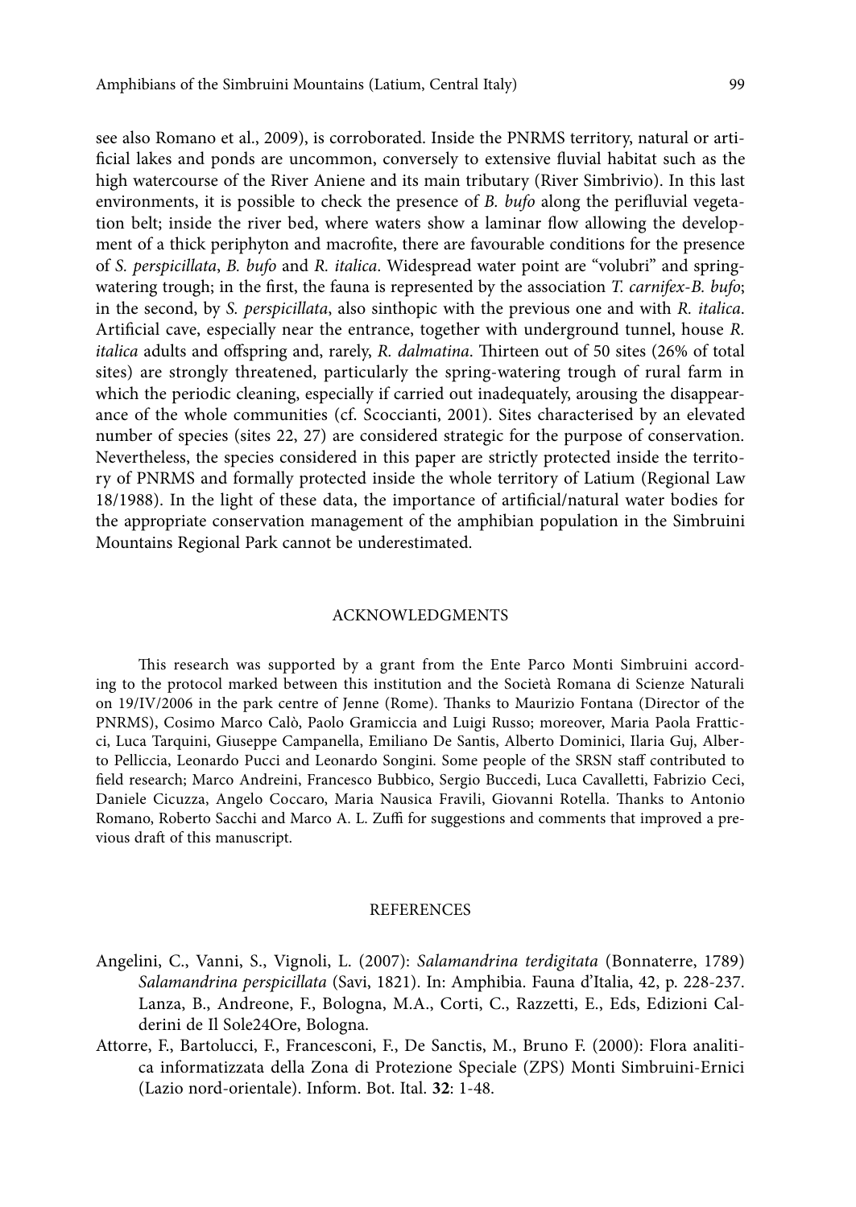see also Romano et al., 2009), is corroborated. Inside the PNRMS territory, natural or artificial lakes and ponds are uncommon, conversely to extensive fluvial habitat such as the high watercourse of the River Aniene and its main tributary (River Simbrivio). In this last environments, it is possible to check the presence of *B. bufo* along the perifluvial vegetation belt; inside the river bed, where waters show a laminar flow allowing the development of a thick periphyton and macrofite, there are favourable conditions for the presence of *S. perspicillata*, *B. bufo* and *R. italica*. Widespread water point are "volubri" and spring-watering trough; in the first, the fauna is represented by the association *T. carnifex-B. bufo*; in the second, by *S. perspicillata*, also sinthopic with the previous one and with *R. italica*. Artificial cave, especially near the entrance, together with underground tunnel, house *R. italica* adults and offspring and, rarely, *R. dalmatina*. Thirteen out of 50 sites (26% of total sites) are strongly threatened, particularly the spring-watering trough of rural farm in which the periodic cleaning, especially if carried out inadequately, arousing the disappearance of the whole communities (cf. Scoccianti, 2001). Sites characterised by an elevated number of species (sites 22, 27) are considered strategic for the purpose of conservation. Nevertheless, the species considered in this paper are strictly protected inside the territory of PNRMS and formally protected inside the whole territory of Latium (Regional Law 18/1988). In the light of these data, the importance of artificial/natural water bodies for the appropriate conservation management of the amphibian population in the Simbruini Mountains Regional Park cannot be underestimated.

## ACKNOWLEDGMENTS

This research was supported by a grant from the Ente Parco Monti Simbruini according to the protocol marked between this institution and the Società Romana di Scienze Naturali on 19/IV/2006 in the park centre of Jenne (Rome). Thanks to Maurizio Fontana (Director of the PNRMS), Cosimo Marco Calò, Paolo Gramiccia and Luigi Russo; moreover, Maria Paola Fratticci, Luca Tarquini, Giuseppe Campanella, Emiliano De Santis, Alberto Dominici, Ilaria Guj, Alberto Pelliccia, Leonardo Pucci and Leonardo Songini. Some people of the SRSN staff contributed to field research; Marco Andreini, Francesco Bubbico, Sergio Buccedi, Luca Cavalletti, Fabrizio Ceci, Daniele Cicuzza, Angelo Coccaro, Maria Nausica Fravili, Giovanni Rotella. Thanks to Antonio Romano, Roberto Sacchi and Marco A. L. Zuffi for suggestions and comments that improved a previous draft of this manuscript.

## REFERENCES

Angelini, C., Vanni, S., Vignoli, L. (2007): *Salamandrina terdigitata* (Bonnaterre, 1789) *Salamandrina perspicillata* (Savi, 1821). In: Amphibia. Fauna d'Italia, 42, p. 228-237. Lanza, B., Andreone, F., Bologna, M.A., Corti, C., Razzetti, E., Eds, Edizioni Calderini de Il Sole24Ore, Bologna.

Attorre, F., Bartolucci, F., Francesconi, F., De Sanctis, M., Bruno F. (2000): Flora analitica informatizzata della Zona di Protezione Speciale (ZPS) Monti Simbruini-Ernici (Lazio nord-orientale). Inform. Bot. Ital. **32**: 1-48.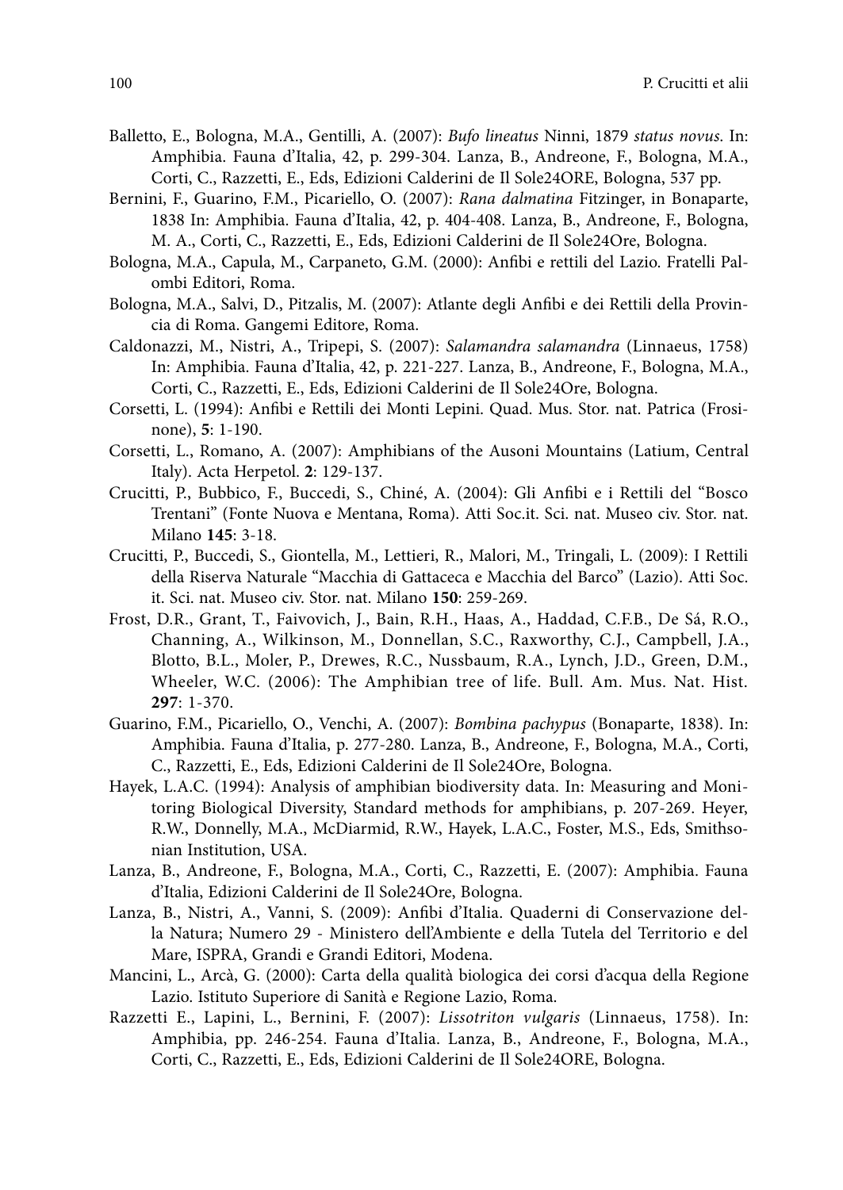Balletto, E., Bologna, M.A., Gentilli, A. (2007): *Bufo lineatus* Ninni, 1879 *status novus*. In: Amphibia. Fauna d'Italia, 42, p. 299-304. Lanza, B., Andreone, F., Bologna, M.A., Corti, C., Razzetti, E., Eds, Edizioni Calderini de Il Sole24ORE, Bologna, 537 pp.

Bernini, F., Guarino, F.M., Picariello, O. (2007): *Rana dalmatina* Fitzinger, in Bonaparte, 1838 In: Amphibia. Fauna d'Italia, 42, p. 404-408. Lanza, B., Andreone, F., Bologna, M. A., Corti, C., Razzetti, E., Eds, Edizioni Calderini de Il Sole24Ore, Bologna.

Bologna, M.A., Capula, M., Carpaneto, G.M. (2000): Anfibi e rettili del Lazio. Fratelli Palombi Editori, Roma.

Bologna, M.A., Salvi, D., Pitzalis, M. (2007): Atlante degli Anfibi e dei Rettili della Provincia di Roma. Gangemi Editore, Roma.

Caldonazzi, M., Nistri, A., Tripepi, S. (2007): *Salamandra salamandra* (Linnaeus, 1758) In: Amphibia. Fauna d'Italia, 42, p. 221-227. Lanza, B., Andreone, F., Bologna, M.A., Corti, C., Razzetti, E., Eds, Edizioni Calderini de Il Sole24Ore, Bologna.

Corsetti, L. (1994): Anfibi e Rettili dei Monti Lepini. Quad. Mus. Stor. nat. Patrica (Frosinone), **5**: 1-190.

Corsetti, L., Romano, A. (2007): Amphibians of the Ausoni Mountains (Latium, Central Italy). Acta Herpetol. **2**: 129-137.

Crucitti, P., Bubbico, F., Buccedi, S., Chiné, A. (2004): Gli Anfibi e i Rettili del "Bosco Trentani" (Fonte Nuova e Mentana, Roma). Atti Soc.it. Sci. nat. Museo civ. Stor. nat. Milano **145**: 3-18.

Crucitti, P., Buccedi, S., Giontella, M., Lettieri, R., Malori, M., Tringali, L. (2009): I Rettili della Riserva Naturale "Macchia di Gattaceca e Macchia del Barco" (Lazio). Atti Soc. it. Sci. nat. Museo civ. Stor. nat. Milano **150**: 259-269.

Frost, D.R., Grant, T., Faivovich, J., Bain, R.H., Haas, A., Haddad, C.F.B., De Sá, R.O., Channing, A., Wilkinson, M., Donnellan, S.C., Raxworthy, C.J., Campbell, J.A., Blotto, B.L., Moler, P., Drewes, R.C., Nussbaum, R.A., Lynch, J.D., Green, D.M., Wheeler, W.C. (2006): The Amphibian tree of life. Bull. Am. Mus. Nat. Hist. **297**: 1-370.

Guarino, F.M., Picariello, O., Venchi, A. (2007): *Bombina pachypus* (Bonaparte, 1838). In: Amphibia. Fauna d'Italia, p. 277-280. Lanza, B., Andreone, F., Bologna, M.A., Corti, C., Razzetti, E., Eds, Edizioni Calderini de Il Sole24Ore, Bologna.

Hayek, L.A.C. (1994): Analysis of amphibian biodiversity data. In: Measuring and Monitoring Biological Diversity, Standard methods for amphibians, p. 207-269. Heyer, R.W., Donnelly, M.A., McDiarmid, R.W., Hayek, L.A.C., Foster, M.S., Eds, Smithsonian Institution, USA.

Lanza, B., Andreone, F., Bologna, M.A., Corti, C., Razzetti, E. (2007): Amphibia. Fauna d'Italia, Edizioni Calderini de Il Sole24Ore, Bologna.

Lanza, B., Nistri, A., Vanni, S. (2009): Anfibi d'Italia. Quaderni di Conservazione della Natura; Numero 29 - Ministero dell'Ambiente e della Tutela del Territorio e del Mare, ISPRA, Grandi e Grandi Editori, Modena.

Mancini, L., Arcà, G. (2000): Carta della qualità biologica dei corsi d'acqua della Regione Lazio. Istituto Superiore di Sanità e Regione Lazio, Roma.

Razzetti E., Lapini, L., Bernini, F. (2007): *Lissotriton vulgaris* (Linnaeus, 1758). In: Amphibia, pp. 246-254. Fauna d'Italia. Lanza, B., Andreone, F., Bologna, M.A., Corti, C., Razzetti, E., Eds, Edizioni Calderini de Il Sole24ORE, Bologna.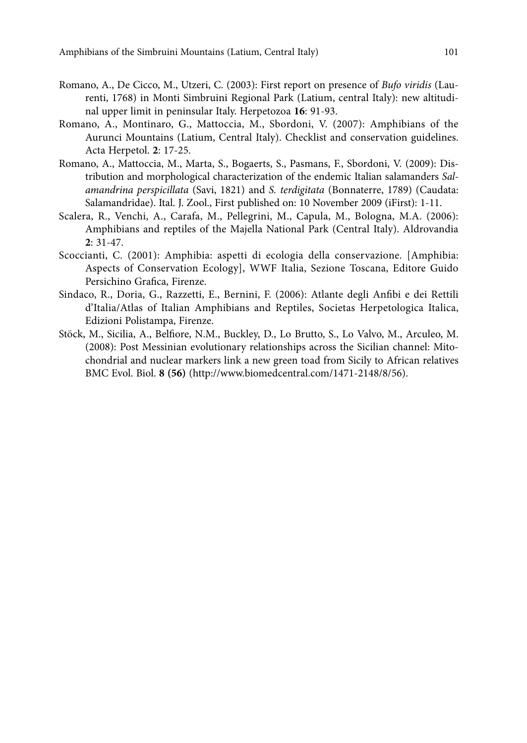Romano, A., De Cicco, M., Utzeri, C. (2003): First report on presence of *Bufo viridis* (Laurenti, 1768) in Monti Simbruini Regional Park (Latium, central Italy): new altitudinal upper limit in peninsular Italy. Herpetozoa **16**: 91-93.

Romano, A., Montinaro, G., Mattoccia, M., Sbordoni, V. (2007): Amphibians of the Aurunci Mountains (Latium, Central Italy). Checklist and conservation guidelines. Acta Herpetol. **2**: 17-25.

Romano, A., Mattoccia, M., Marta, S., Bogaerts, S., Pasmans, F., Sbordoni, V. (2009): Distribution and morphological characterization of the endemic Italian salamanders *Salamandrina perspicillata* (Savi, 1821) and *S. terdigitata* (Bonnaterre, 1789) (Caudata: Salamandridae). Ital. J. Zool., First published on: 10 November 2009 (iFirst): 1-11.

Scalera, R., Venchi, A., Carafa, M., Pellegrini, M., Capula, M., Bologna, M.A. (2006): Amphibians and reptiles of the Majella National Park (Central Italy). Aldrovandia **2**: 31-47.

Scoccianti, C. (2001): Amphibia: aspetti di ecologia della conservazione. [Amphibia: Aspects of Conservation Ecology], WWF Italia, Sezione Toscana, Editore Guido Persichino Grafica, Firenze.

Sindaco, R., Doria, G., Razzetti, E., Bernini, F. (2006): Atlante degli Anfibi e dei Rettili d'Italia/Atlas of Italian Amphibians and Reptiles, Societas Herpetologica Italica, Edizioni Polistampa, Firenze.

Stöck, M., Sicilia, A., Belfiore, N.M., Buckley, D., Lo Brutto, S., Lo Valvo, M., Arculeo, M. (2008): Post Messinian evolutionary relationships across the Sicilian channel: Mitochondrial and nuclear markers link a new green toad from Sicily to African relatives BMC Evol. Biol. **8 (56)** (http://www.biomedcentral.com/1471-2148/8/56).